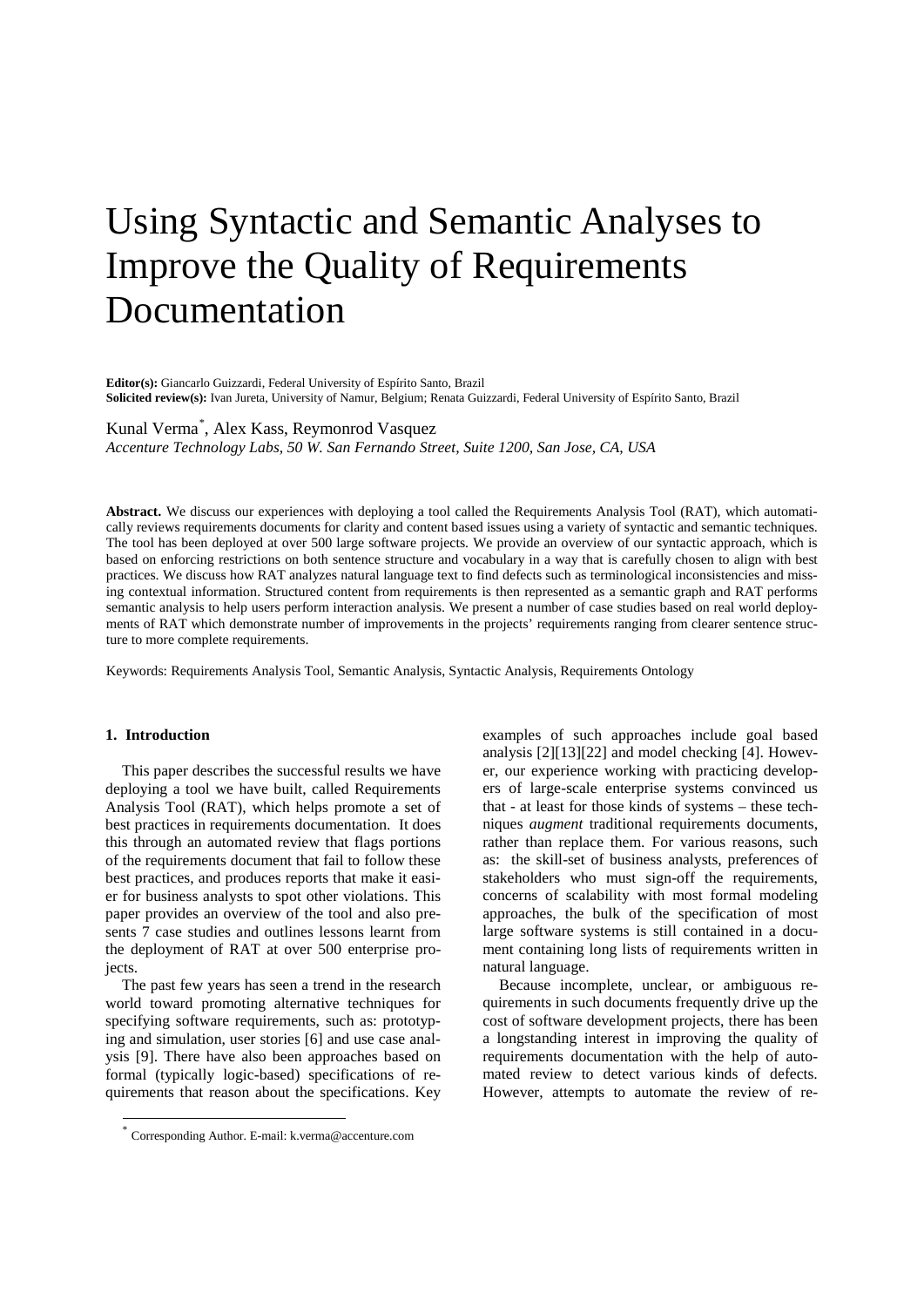// Using Syntactic and Semantic Analyses to Improve the Quality of Requirements Documentation

**Editor(s):** Giancarlo Guizzardi, Federal University of Espírito Santo, Brazil
**Solicited review(s):** Ivan Jureta, University of Namur, Belgium; Renata Guizzardi, Federal University of Espírito Santo, Brazil

Kunal Verma[*], Alex Kass, Reymonrod Vasquez
*Accenture Technology Labs, 50 W. San Fernando Street, Suite 1200, San Jose, CA, USA*

**Abstract.** We discuss our experiences with deploying a tool called the Requirements Analysis Tool (RAT), which automatically reviews requirements documents for clarity and content based issues using a variety of syntactic and semantic techniques. The tool has been deployed at over 500 large software projects. We provide an overview of our syntactic approach, which is based on enforcing restrictions on both sentence structure and vocabulary in a way that is carefully chosen to align with best practices. We discuss how RAT analyzes natural language text to find defects such as terminological inconsistencies and missing contextual information. Structured content from requirements is then represented as a semantic graph and RAT performs semantic analysis to help users perform interaction analysis. We present a number of case studies based on real world deployments of RAT which demonstrate number of improvements in the projects' requirements ranging from clearer sentence structure to more complete requirements.

Keywords: Requirements Analysis Tool, Semantic Analysis, Syntactic Analysis, Requirements Ontology

## 1. Introduction

This paper describes the successful results we have deploying a tool we have built, called Requirements Analysis Tool (RAT), which helps promote a set of best practices in requirements documentation. It does this through an automated review that flags portions of the requirements document that fail to follow these best practices, and produces reports that make it easier for business analysts to spot other violations. This paper provides an overview of the tool and also presents 7 case studies and outlines lessons learnt from the deployment of RAT at over 500 enterprise projects.

The past few years has seen a trend in the research world toward promoting alternative techniques for specifying software requirements, such as: prototyping and simulation, user stories [6] and use case analysis [9]. There have also been approaches based on formal (typically logic-based) specifications of requirements that reason about the specifications. Key examples of such approaches include goal based analysis [2][13][22] and model checking [4]. However, our experience working with practicing developers of large-scale enterprise systems convinced us that - at least for those kinds of systems – these techniques *augment* traditional requirements documents, rather than replace them. For various reasons, such as: the skill-set of business analysts, preferences of stakeholders who must sign-off the requirements, concerns of scalability with most formal modeling approaches, the bulk of the specification of most large software systems is still contained in a document containing long lists of requirements written in natural language.

Because incomplete, unclear, or ambiguous requirements in such documents frequently drive up the cost of software development projects, there has been a longstanding interest in improving the quality of requirements documentation with the help of automated review to detect various kinds of defects. However, attempts to automate the review of re-

[*] Corresponding Author. E-mail: k.verma@accenture.com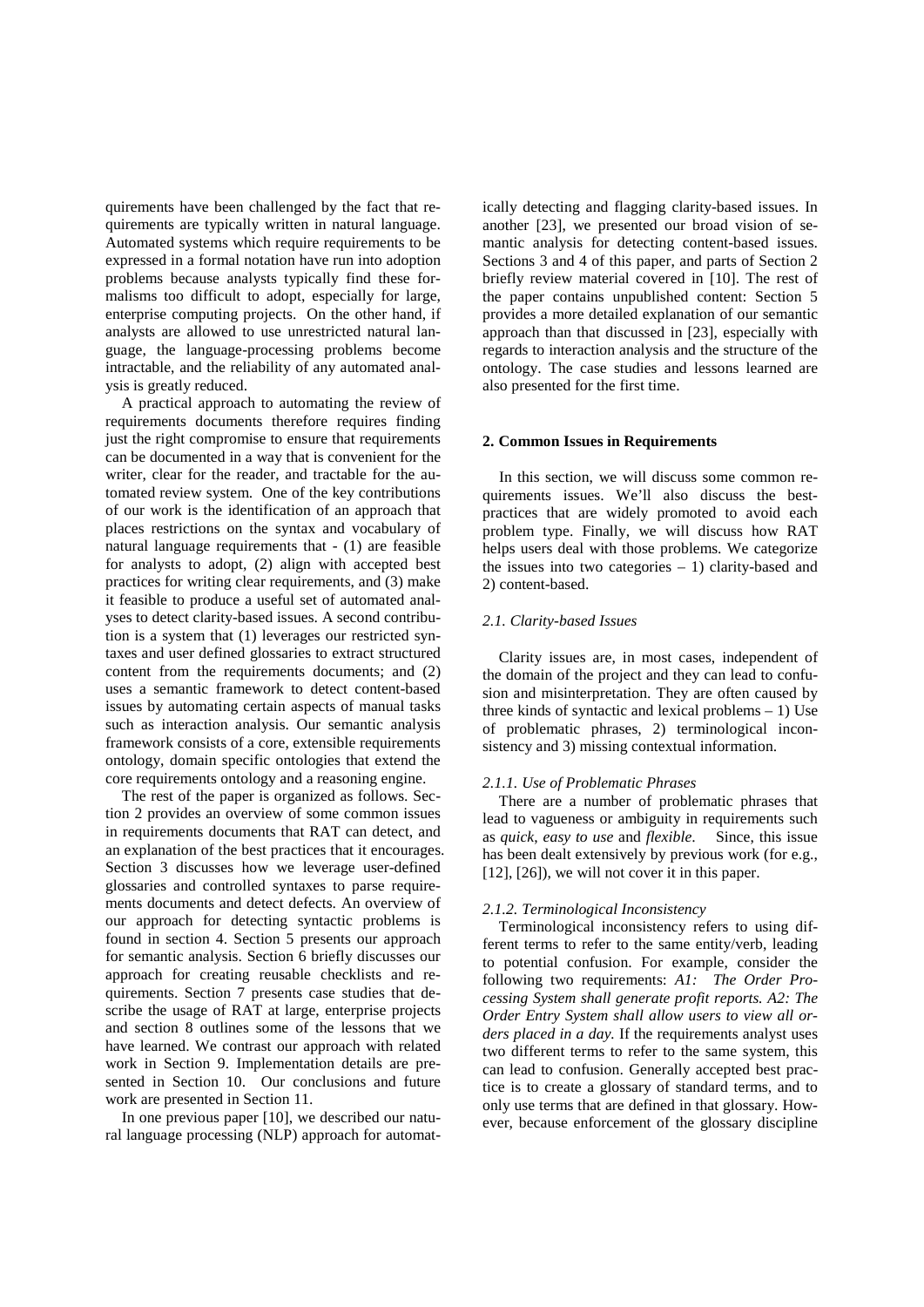quirements have been challenged by the fact that requirements are typically written in natural language. Automated systems which require requirements to be expressed in a formal notation have run into adoption problems because analysts typically find these formalisms too difficult to adopt, especially for large, enterprise computing projects. On the other hand, if analysts are allowed to use unrestricted natural language, the language-processing problems become intractable, and the reliability of any automated analysis is greatly reduced.

A practical approach to automating the review of requirements documents therefore requires finding just the right compromise to ensure that requirements can be documented in a way that is convenient for the writer, clear for the reader, and tractable for the automated review system. One of the key contributions of our work is the identification of an approach that places restrictions on the syntax and vocabulary of natural language requirements that - (1) are feasible for analysts to adopt, (2) align with accepted best practices for writing clear requirements, and (3) make it feasible to produce a useful set of automated analyses to detect clarity-based issues. A second contribution is a system that (1) leverages our restricted syntaxes and user defined glossaries to extract structured content from the requirements documents; and (2) uses a semantic framework to detect content-based issues by automating certain aspects of manual tasks such as interaction analysis. Our semantic analysis framework consists of a core, extensible requirements ontology, domain specific ontologies that extend the core requirements ontology and a reasoning engine.

The rest of the paper is organized as follows. Section 2 provides an overview of some common issues in requirements documents that RAT can detect, and an explanation of the best practices that it encourages. Section 3 discusses how we leverage user-defined glossaries and controlled syntaxes to parse requirements documents and detect defects. An overview of our approach for detecting syntactic problems is found in section 4. Section 5 presents our approach for semantic analysis. Section 6 briefly discusses our approach for creating reusable checklists and requirements. Section 7 presents case studies that describe the usage of RAT at large, enterprise projects and section 8 outlines some of the lessons that we have learned. We contrast our approach with related work in Section 9. Implementation details are presented in Section 10. Our conclusions and future work are presented in Section 11.

In one previous paper [10], we described our natural language processing (NLP) approach for automatically detecting and flagging clarity-based issues. In another [23], we presented our broad vision of semantic analysis for detecting content-based issues. Sections 3 and 4 of this paper, and parts of Section 2 briefly review material covered in [10]. The rest of the paper contains unpublished content: Section 5 provides a more detailed explanation of our semantic approach than that discussed in [23], especially with regards to interaction analysis and the structure of the ontology. The case studies and lessons learned are also presented for the first time.

## 2. Common Issues in Requirements

In this section, we will discuss some common requirements issues. We'll also discuss the best-practices that are widely promoted to avoid each problem type. Finally, we will discuss how RAT helps users deal with those problems. We categorize the issues into two categories – 1) clarity-based and 2) content-based.

### 2.1. Clarity-based Issues

Clarity issues are, in most cases, independent of the domain of the project and they can lead to confusion and misinterpretation. They are often caused by three kinds of syntactic and lexical problems – 1) Use of problematic phrases, 2) terminological inconsistency and 3) missing contextual information.

#### 2.1.1. Use of Problematic Phrases

There are a number of problematic phrases that lead to vagueness or ambiguity in requirements such as *quick*, *easy to use* and *flexible*. Since, this issue has been dealt extensively by previous work (for e.g., [12], [26]), we will not cover it in this paper.

#### 2.1.2. Terminological Inconsistency

Terminological inconsistency refers to using different terms to refer to the same entity/verb, leading to potential confusion. For example, consider the following two requirements: *A1: The Order Processing System shall generate profit reports. A2: The Order Entry System shall allow users to view all orders placed in a day.* If the requirements analyst uses two different terms to refer to the same system, this can lead to confusion. Generally accepted best practice is to create a glossary of standard terms, and to only use terms that are defined in that glossary. However, because enforcement of the glossary discipline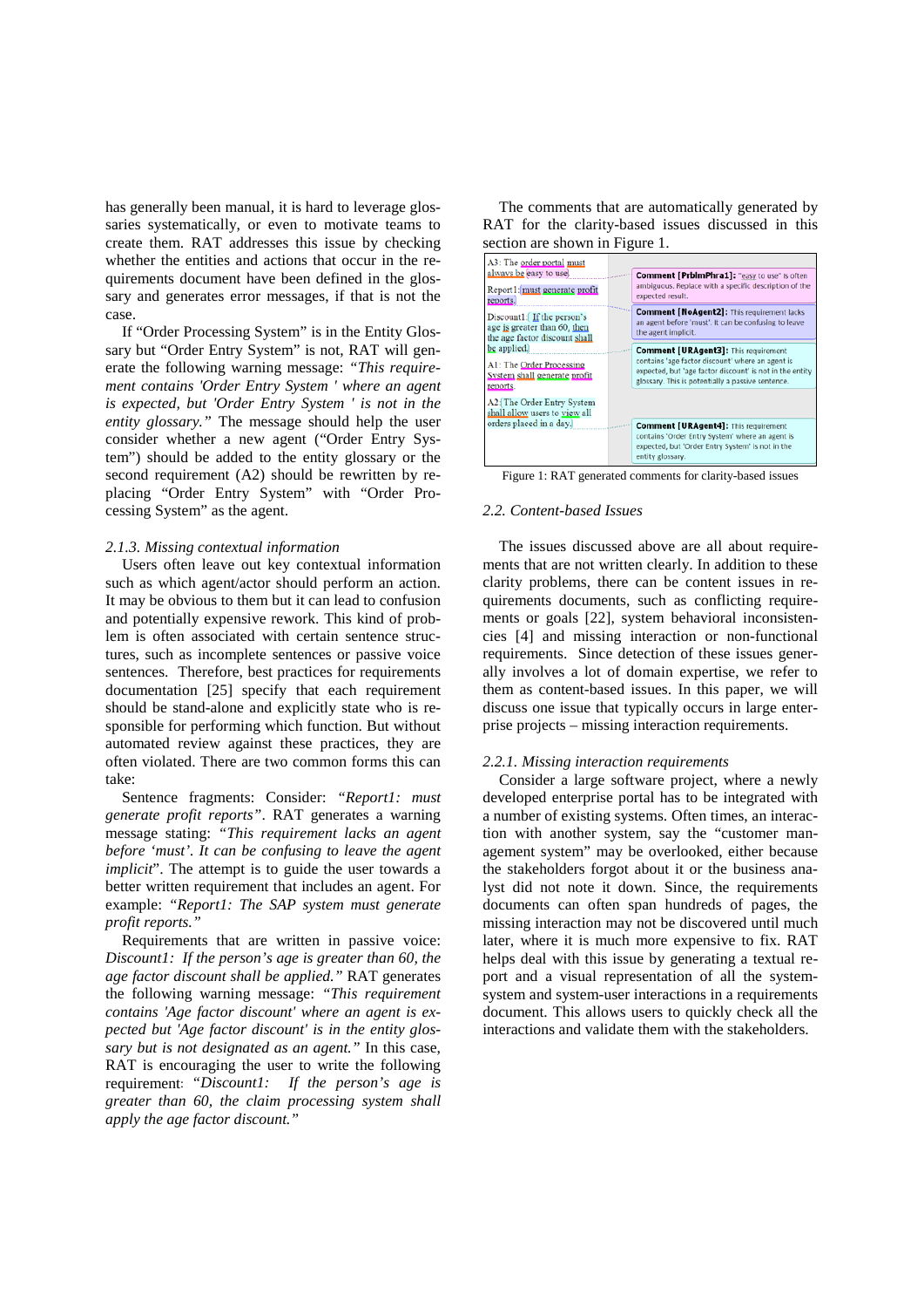has generally been manual, it is hard to leverage glossaries systematically, or even to motivate teams to create them. RAT addresses this issue by checking whether the entities and actions that occur in the requirements document have been defined in the glossary and generates error messages, if that is not the case.

If "Order Processing System" is in the Entity Glossary but "Order Entry System" is not, RAT will generate the following warning message: *"This requirement contains 'Order Entry System ' where an agent is expected, but 'Order Entry System ' is not in the entity glossary."* The message should help the user consider whether a new agent ("Order Entry System") should be added to the entity glossary or the second requirement (A2) should be rewritten by replacing "Order Entry System" with "Order Processing System" as the agent.

### 2.1.3. Missing contextual information

Users often leave out key contextual information such as which agent/actor should perform an action. It may be obvious to them but it can lead to confusion and potentially expensive rework. This kind of problem is often associated with certain sentence structures, such as incomplete sentences or passive voice sentences. Therefore, best practices for requirements documentation [25] specify that each requirement should be stand-alone and explicitly state who is responsible for performing which function. But without automated review against these practices, they are often violated. There are two common forms this can take:

Sentence fragments: Consider: *"Report1: must generate profit reports"*. RAT generates a warning message stating: *"This requirement lacks an agent before 'must'. It can be confusing to leave the agent implicit*". The attempt is to guide the user towards a better written requirement that includes an agent. For example: *"Report1: The SAP system must generate profit reports."*

Requirements that are written in passive voice: *Discount1: If the person's age is greater than 60, the age factor discount shall be applied."* RAT generates the following warning message: *"This requirement contains 'Age factor discount' where an agent is expected but 'Age factor discount' is in the entity glossary but is not designated as an agent."* In this case, RAT is encouraging the user to write the following requirement: *"Discount1: If the person's age is greater than 60, the claim processing system shall apply the age factor discount."*

The comments that are automatically generated by RAT for the clarity-based issues discussed in this section are shown in Figure 1.

| Requirement | Comment |
|---|---|
| A3: The order portal must always be easy to use. | **Comment [PrblmPhra1]:** "easy to use" is often ambiguous. Replace with a specific description of the expected result. |
| Report1: must generate profit reports. | **Comment [NoAgent2]:** This requirement lacks an agent before 'must'. It can be confusing to leave the agent implicit. |
| Discount1: If the person's age is greater than 60, then the age factor discount shall be applied. | **Comment [URAgent3]:** This requirement contains 'age factor discount' where an agent is expected, but 'age factor discount' is not in the entity glossary. This is potentially a passive sentence. |
| A1: The Order Processing System shall generate profit reports. | |
| A2: The Order Entry System shall allow users to view all orders placed in a day. | **Comment [URAgent4]:** This requirement contains 'Order Entry System' where an agent is expected, but 'Order Entry System' is not in the entity glossary. |

Figure 1: RAT generated comments for clarity-based issues

## 2.2. Content-based Issues

The issues discussed above are all about requirements that are not written clearly. In addition to these clarity problems, there can be content issues in requirements documents, such as conflicting requirements or goals [22], system behavioral inconsistencies [4] and missing interaction or non-functional requirements. Since detection of these issues generally involves a lot of domain expertise, we refer to them as content-based issues. In this paper, we will discuss one issue that typically occurs in large enterprise projects – missing interaction requirements.

### 2.2.1. Missing interaction requirements

Consider a large software project, where a newly developed enterprise portal has to be integrated with a number of existing systems. Often times, an interaction with another system, say the "customer management system" may be overlooked, either because the stakeholders forgot about it or the business analyst did not note it down. Since, the requirements documents can often span hundreds of pages, the missing interaction may not be discovered until much later, where it is much more expensive to fix. RAT helps deal with this issue by generating a textual report and a visual representation of all the system-system and system-user interactions in a requirements document. This allows users to quickly check all the interactions and validate them with the stakeholders.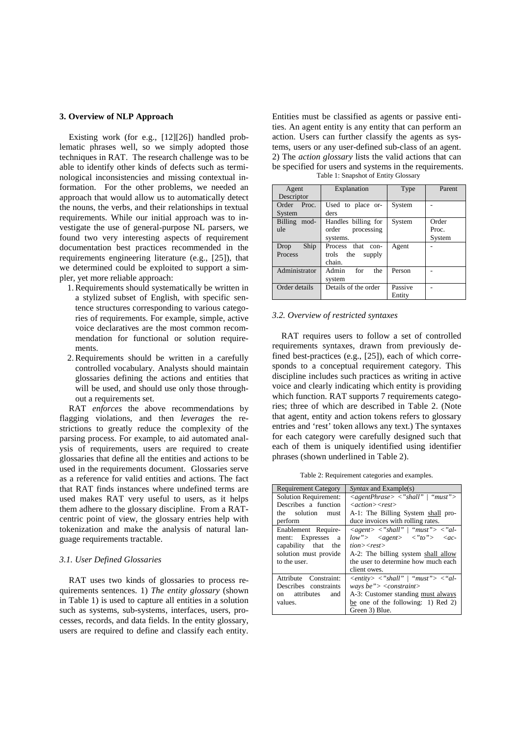### 3. Overview of NLP Approach

Existing work (for e.g., [12][26]) handled problematic phrases well, so we simply adopted those techniques in RAT. The research challenge was to be able to identify other kinds of defects such as terminological inconsistencies and missing contextual information. For the other problems, we needed an approach that would allow us to automatically detect the nouns, the verbs, and their relationships in textual requirements. While our initial approach was to investigate the use of general-purpose NL parsers, we found two very interesting aspects of requirement documentation best practices recommended in the requirements engineering literature (e.g., [25]), that we determined could be exploited to support a simpler, yet more reliable approach:

1. Requirements should systematically be written in a stylized subset of English, with specific sentence structures corresponding to various categories of requirements. For example, simple, active voice declaratives are the most common recommendation for functional or solution requirements.
2. Requirements should be written in a carefully controlled vocabulary. Analysts should maintain glossaries defining the actions and entities that will be used, and should use only those throughout a requirements set.

RAT *enforces* the above recommendations by flagging violations, and then *leverages* the restrictions to greatly reduce the complexity of the parsing process. For example, to aid automated analysis of requirements, users are required to create glossaries that define all the entities and actions to be used in the requirements document. Glossaries serve as a reference for valid entities and actions. The fact that RAT finds instances where undefined terms are used makes RAT very useful to users, as it helps them adhere to the glossary discipline. From a RAT-centric point of view, the glossary entries help with tokenization and make the analysis of natural language requirements tractable.

#### 3.1. User Defined Glossaries

RAT uses two kinds of glossaries to process requirements sentences. 1) *The entity glossary* (shown in Table 1) is used to capture all entities in a solution such as systems, sub-systems, interfaces, users, processes, records, and data fields. In the entity glossary, users are required to define and classify each entity. Entities must be classified as agents or passive entities. An agent entity is any entity that can perform an action. Users can further classify the agents as systems, users or any user-defined sub-class of an agent. 2) The *action glossary* lists the valid actions that can be specified for users and systems in the requirements.

Table 1: Snapshot of Entity Glossary

| Agent Descriptor | Explanation | Type | Parent |
|---|---|---|---|
| Order Proc. System | Used to place orders | System | - |
| Billing module | Handles billing for order processing systems. | System | Order Proc. System |
| Drop Ship Process | Process that controls the supply chain. | Agent | - |
| Administrator | Admin for the system | Person | - |
| Order details | Details of the order | Passive Entity | - |

#### 3.2. Overview of restricted syntaxes

RAT requires users to follow a set of controlled requirements syntaxes, drawn from previously defined best-practices (e.g., [25]), each of which corresponds to a conceptual requirement category. This discipline includes such practices as writing in active voice and clearly indicating which entity is providing which function. RAT supports 7 requirements categories; three of which are described in Table 2. (Note that agent, entity and action tokens refers to glossary entries and 'rest' token allows any text.) The syntaxes for each category were carefully designed such that each of them is uniquely identified using identifier phrases (shown underlined in Table 2).

Table 2: Requirement categories and examples.

| Requirement Category | *Syntax* and Example(s) |
|---|---|
| Solution Requirement: Describes a function the solution must perform | *<agentPhrase> <"shall" \| "must"> <action><rest>*<br>A-1: The Billing System <u>shall</u> produce invoices with rolling rates. |
| Enablement Requirement: Expresses a capability that the solution must provide to the user. | *<agent> <"shall" \| "must"> <"allow"> <agent> <"to"> <action><rest>*<br>A-2: The billing system <u>shall allow</u> the user to determine how much each client owes. |
| Attribute Constraint: Describes constraints on attributes and values. | *<entity> <"shall" \| "must"> <"always be"> <constraint>*<br>A-3: Customer standing <u>must always be</u> one of the following: 1) Red 2) Green 3) Blue. |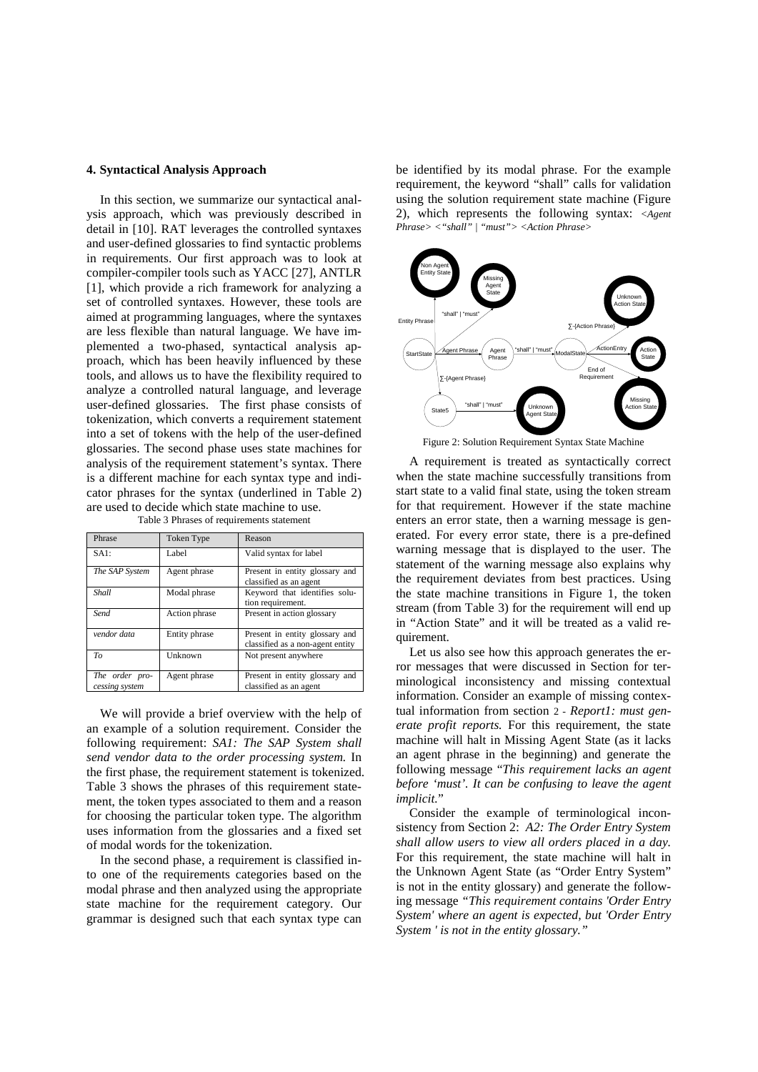### 4. Syntactical Analysis Approach

In this section, we summarize our syntactical analysis approach, which was previously described in detail in [10]. RAT leverages the controlled syntaxes and user-defined glossaries to find syntactic problems in requirements. Our first approach was to look at compiler-compiler tools such as YACC [27], ANTLR [1], which provide a rich framework for analyzing a set of controlled syntaxes. However, these tools are aimed at programming languages, where the syntaxes are less flexible than natural language. We have implemented a two-phased, syntactical analysis approach, which has been heavily influenced by these tools, and allows us to have the flexibility required to analyze a controlled natural language, and leverage user-defined glossaries. The first phase consists of tokenization, which converts a requirement statement into a set of tokens with the help of the user-defined glossaries. The second phase uses state machines for analysis of the requirement statement's syntax. There is a different machine for each syntax type and indicator phrases for the syntax (underlined in Table 2) are used to decide which state machine to use.

Table 3 Phrases of requirements statement

| Phrase | Token Type | Reason |
|---|---|---|
| SA1: | Label | Valid syntax for label |
| *The SAP System* | Agent phrase | Present in entity glossary and classified as an agent |
| *Shall* | Modal phrase | Keyword that identifies solution requirement. |
| *Send* | Action phrase | Present in action glossary |
| *vendor data* | Entity phrase | Present in entity glossary and classified as a non-agent entity |
| *To* | Unknown | Not present anywhere |
| *The order processing system* | Agent phrase | Present in entity glossary and classified as an agent |

We will provide a brief overview with the help of an example of a solution requirement. Consider the following requirement: *SA1: The SAP System shall send vendor data to the order processing system.* In the first phase, the requirement statement is tokenized. Table 3 shows the phrases of this requirement statement, the token types associated to them and a reason for choosing the particular token type. The algorithm uses information from the glossaries and a fixed set of modal words for the tokenization.

In the second phase, a requirement is classified into one of the requirements categories based on the modal phrase and then analyzed using the appropriate state machine for the requirement category. Our grammar is designed such that each syntax type can be identified by its modal phrase. For the example requirement, the keyword "shall" calls for validation using the solution requirement state machine (Figure 2), which represents the following syntax: *<Agent Phrase> <"shall" | "must"> <Action Phrase>*

Figure 2: Solution Requirement Syntax State Machine

A requirement is treated as syntactically correct when the state machine successfully transitions from start state to a valid final state, using the token stream for that requirement. However if the state machine enters an error state, then a warning message is generated. For every error state, there is a pre-defined warning message that is displayed to the user. The statement of the warning message also explains why the requirement deviates from best practices. Using the state machine transitions in Figure 1, the token stream (from Table 3) for the requirement will end up in "Action State" and it will be treated as a valid requirement.

Let us also see how this approach generates the error messages that were discussed in Section for terminological inconsistency and missing contextual information. Consider an example of missing contextual information from section 2 - *Report1: must generate profit reports.* For this requirement, the state machine will halt in Missing Agent State (as it lacks an agent phrase in the beginning) and generate the following message "*This requirement lacks an agent before 'must'. It can be confusing to leave the agent implicit.*"

Consider the example of terminological inconsistency from Section 2: *A2: The Order Entry System shall allow users to view all orders placed in a day.* For this requirement, the state machine will halt in the Unknown Agent State (as "Order Entry System" is not in the entity glossary) and generate the following message *"This requirement contains 'Order Entry System' where an agent is expected, but 'Order Entry System ' is not in the entity glossary."*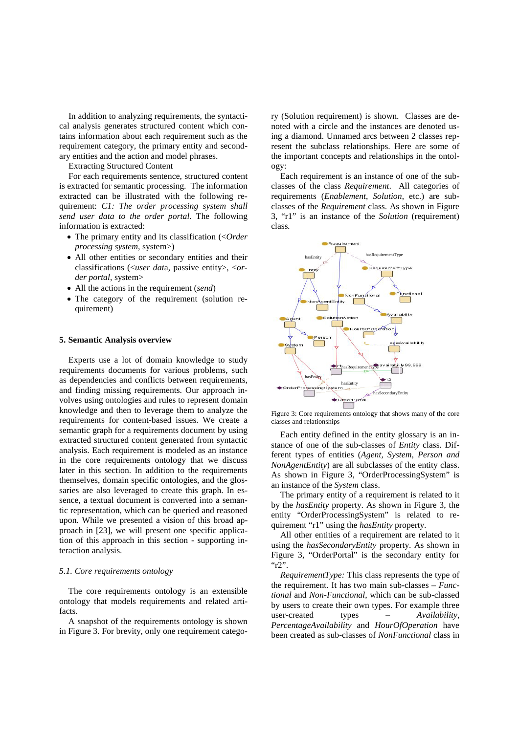In addition to analyzing requirements, the syntactical analysis generates structured content which contains information about each requirement such as the requirement category, the primary entity and secondary entities and the action and model phrases.

Extracting Structured Content

For each requirements sentence, structured content is extracted for semantic processing. The information extracted can be illustrated with the following requirement: *C1: The order processing system shall send user data to the order portal.* The following information is extracted:

- The primary entity and its classification (<*Order processing system*, system>)
- All other entities or secondary entities and their classifications (<*user dat*a, passive entity>, <*order portal*, system>
- All the actions in the requirement (*send*)
- The category of the requirement (solution requirement)

## 5. Semantic Analysis overview

Experts use a lot of domain knowledge to study requirements documents for various problems, such as dependencies and conflicts between requirements, and finding missing requirements. Our approach involves using ontologies and rules to represent domain knowledge and then to leverage them to analyze the requirements for content-based issues. We create a semantic graph for a requirements document by using extracted structured content generated from syntactic analysis. Each requirement is modeled as an instance in the core requirements ontology that we discuss later in this section. In addition to the requirements themselves, domain specific ontologies, and the glossaries are also leveraged to create this graph. In essence, a textual document is converted into a semantic representation, which can be queried and reasoned upon. While we presented a vision of this broad approach in [23], we will present one specific application of this approach in this section - supporting interaction analysis.

### 5.1. Core requirements ontology

The core requirements ontology is an extensible ontology that models requirements and related artifacts.

A snapshot of the requirements ontology is shown in Figure 3. For brevity, only one requirement category (Solution requirement) is shown. Classes are denoted with a circle and the instances are denoted using a diamond. Unnamed arcs between 2 classes represent the subclass relationships. Here are some of the important concepts and relationships in the ontology:

Each requirement is an instance of one of the subclasses of the class *Requirement*. All categories of requirements (*Enablement*, *Solution*, etc.) are subclasses of the *Requirement* class. As shown in Figure 3, "r1" is an instance of the *Solution* (requirement) class.

Figure 3: Core requirements ontology that shows many of the core classes and relationships

Each entity defined in the entity glossary is an instance of one of the sub-classes of *Entity* class. Different types of entities (*Agent, System, Person and NonAgentEntity*) are all subclasses of the entity class. As shown in Figure 3, "OrderProcessingSystem" is an instance of the *System* class.

The primary entity of a requirement is related to it by the *hasEntity* property. As shown in Figure 3, the entity "OrderProcessingSystem" is related to requirement "r1" using the *hasEntity* property.

All other entities of a requirement are related to it using the *hasSecondaryEntity* property. As shown in Figure 3, "OrderPortal" is the secondary entity for "r2".

*RequirementType:* This class represents the type of the requirement. It has two main sub-classes – *Functional* and *Non-Functional*, which can be sub-classed by users to create their own types. For example three user-created types – *Availability*, *PercentageAvailability* and *HourOfOperation* have been created as sub-classes of *NonFunctional* class in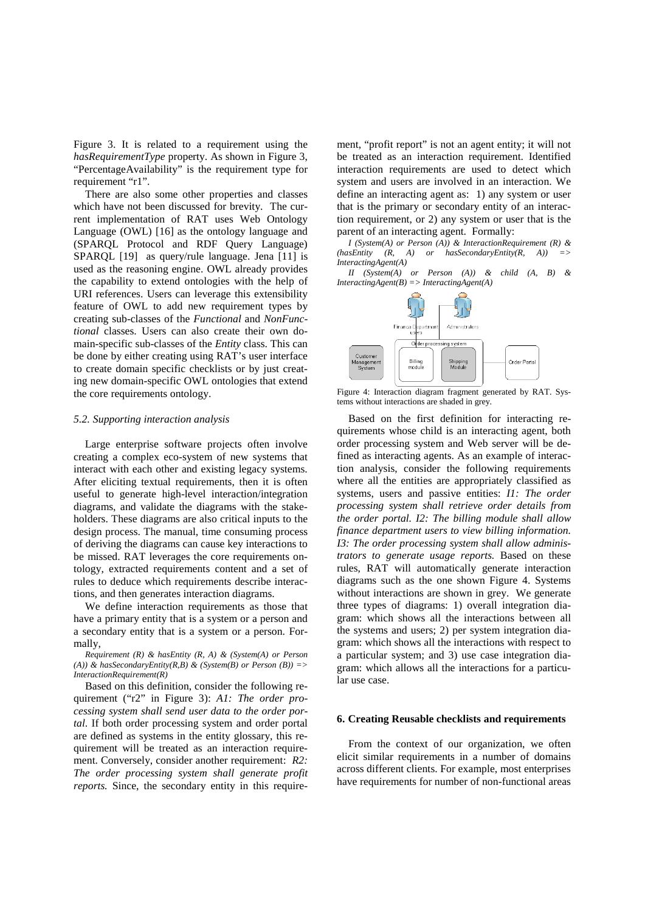Figure 3. It is related to a requirement using the *hasRequirementType* property. As shown in Figure 3, "PercentageAvailability" is the requirement type for requirement "r1".

There are also some other properties and classes which have not been discussed for brevity. The current implementation of RAT uses Web Ontology Language (OWL) [16] as the ontology language and (SPARQL Protocol and RDF Query Language) SPARQL [19] as query/rule language. Jena [11] is used as the reasoning engine. OWL already provides the capability to extend ontologies with the help of URI references. Users can leverage this extensibility feature of OWL to add new requirement types by creating sub-classes of the *Functional* and *NonFunctional* classes. Users can also create their own domain-specific sub-classes of the *Entity* class. This can be done by either creating using RAT's user interface to create domain specific checklists or by just creating new domain-specific OWL ontologies that extend the core requirements ontology.

### *5.2. Supporting interaction analysis*

Large enterprise software projects often involve creating a complex eco-system of new systems that interact with each other and existing legacy systems. After eliciting textual requirements, then it is often useful to generate high-level interaction/integration diagrams, and validate the diagrams with the stakeholders. These diagrams are also critical inputs to the design process. The manual, time consuming process of deriving the diagrams can cause key interactions to be missed. RAT leverages the core requirements ontology, extracted requirements content and a set of rules to deduce which requirements describe interactions, and then generates interaction diagrams.

We define interaction requirements as those that have a primary entity that is a system or a person and a secondary entity that is a system or a person. Formally,

*Requirement (R) & hasEntity (R, A) & (System(A) or Person (A)) & hasSecondaryEntity(R,B) & (System(B) or Person (B)) => InteractionRequirement(R)*

Based on this definition, consider the following requirement ("r2" in Figure 3): *A1: The order processing system shall send user data to the order portal*. If both order processing system and order portal are defined as systems in the entity glossary, this requirement will be treated as an interaction requirement. Conversely, consider another requirement: *R2: The order processing system shall generate profit reports.* Since, the secondary entity in this requirement, "profit report" is not an agent entity; it will not be treated as an interaction requirement. Identified interaction requirements are used to detect which system and users are involved in an interaction. We define an interacting agent as: 1) any system or user that is the primary or secondary entity of an interaction requirement, or 2) any system or user that is the parent of an interacting agent. Formally:

*I (System(A) or Person (A)) & InteractionRequirement (R) & (hasEntity (R, A) or hasSecondaryEntity(R, A)) => InteractingAgent(A)*

*II (System(A) or Person (A)) & child (A, B) & InteractingAgent(B) => InteractingAgent(A)*

Figure 4: Interaction diagram fragment generated by RAT. Systems without interactions are shaded in grey.

Based on the first definition for interacting requirements whose child is an interacting agent, both order processing system and Web server will be defined as interacting agents. As an example of interaction analysis, consider the following requirements where all the entities are appropriately classified as systems, users and passive entities: *I1: The order processing system shall retrieve order details from the order portal. I2: The billing module shall allow finance department users to view billing information. I3: The order processing system shall allow administrators to generate usage reports.* Based on these rules, RAT will automatically generate interaction diagrams such as the one shown Figure 4. Systems without interactions are shown in grey. We generate three types of diagrams: 1) overall integration diagram: which shows all the interactions between all the systems and users; 2) per system integration diagram: which shows all the interactions with respect to a particular system; and 3) use case integration diagram: which allows all the interactions for a particular use case.

## 6. Creating Reusable checklists and requirements

From the context of our organization, we often elicit similar requirements in a number of domains across different clients. For example, most enterprises have requirements for number of non-functional areas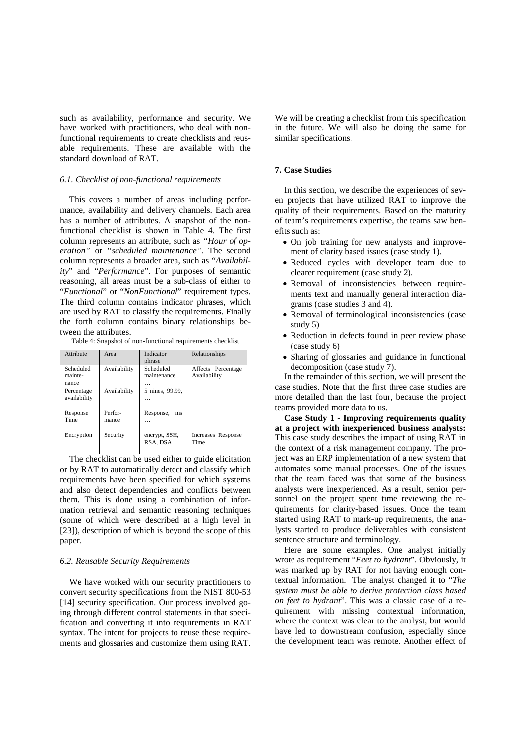such as availability, performance and security. We have worked with practitioners, who deal with non-functional requirements to create checklists and reusable requirements. These are available with the standard download of RAT.

### 6.1. Checklist of non-functional requirements

This covers a number of areas including performance, availability and delivery channels. Each area has a number of attributes. A snapshot of the non-functional checklist is shown in Table 4. The first column represents an attribute, such as *"Hour of operation"* or *"scheduled maintenance"*. The second column represents a broader area, such as "*Availability*" and "*Performance*". For purposes of semantic reasoning, all areas must be a sub-class of either to "*Functional*" or "*NonFunctional*" requirement types. The third column contains indicator phrases, which are used by RAT to classify the requirements. Finally the forth column contains binary relationships between the attributes.

Table 4: Snapshot of non-functional requirements checklist

| Attribute | Area | Indicator phrase | Relationships |
|---|---|---|---|
| Scheduled maintenance | Availability | Scheduled maintenance … | Affects Percentage Availability |
| Percentage availability | Availability | 5 nines, 99.99, … | |
| Response Time | Performance | Response, ms … | |
| Encryption | Security | encrypt, SSH, RSA, DSA | Increases Response Time |

The checklist can be used either to guide elicitation or by RAT to automatically detect and classify which requirements have been specified for which systems and also detect dependencies and conflicts between them. This is done using a combination of information retrieval and semantic reasoning techniques (some of which were described at a high level in [23]), description of which is beyond the scope of this paper.

### 6.2. Reusable Security Requirements

We have worked with our security practitioners to convert security specifications from the NIST 800-53 [14] security specification. Our process involved going through different control statements in that specification and converting it into requirements in RAT syntax. The intent for projects to reuse these requirements and glossaries and customize them using RAT. We will be creating a checklist from this specification in the future. We will also be doing the same for similar specifications.

## 7. Case Studies

In this section, we describe the experiences of seven projects that have utilized RAT to improve the quality of their requirements. Based on the maturity of team's requirements expertise, the teams saw benefits such as:

- On job training for new analysts and improvement of clarity based issues (case study 1).
- Reduced cycles with developer team due to clearer requirement (case study 2).
- Removal of inconsistencies between requirements text and manually general interaction diagrams (case studies 3 and 4).
- Removal of terminological inconsistencies (case study 5)
- Reduction in defects found in peer review phase (case study 6)
- Sharing of glossaries and guidance in functional decomposition (case study 7).

In the remainder of this section, we will present the case studies. Note that the first three case studies are more detailed than the last four, because the project teams provided more data to us.

**Case Study 1 - Improving requirements quality at a project with inexperienced business analysts:** This case study describes the impact of using RAT in the context of a risk management company. The project was an ERP implementation of a new system that automates some manual processes. One of the issues that the team faced was that some of the business analysts were inexperienced. As a result, senior personnel on the project spent time reviewing the requirements for clarity-based issues. Once the team started using RAT to mark-up requirements, the analysts started to produce deliverables with consistent sentence structure and terminology.

Here are some examples. One analyst initially wrote as requirement "*Feet to hydrant*". Obviously, it was marked up by RAT for not having enough contextual information. The analyst changed it to "*The system must be able to derive protection class based on feet to hydrant*". This was a classic case of a requirement with missing contextual information, where the context was clear to the analyst, but would have led to downstream confusion, especially since the development team was remote. Another effect of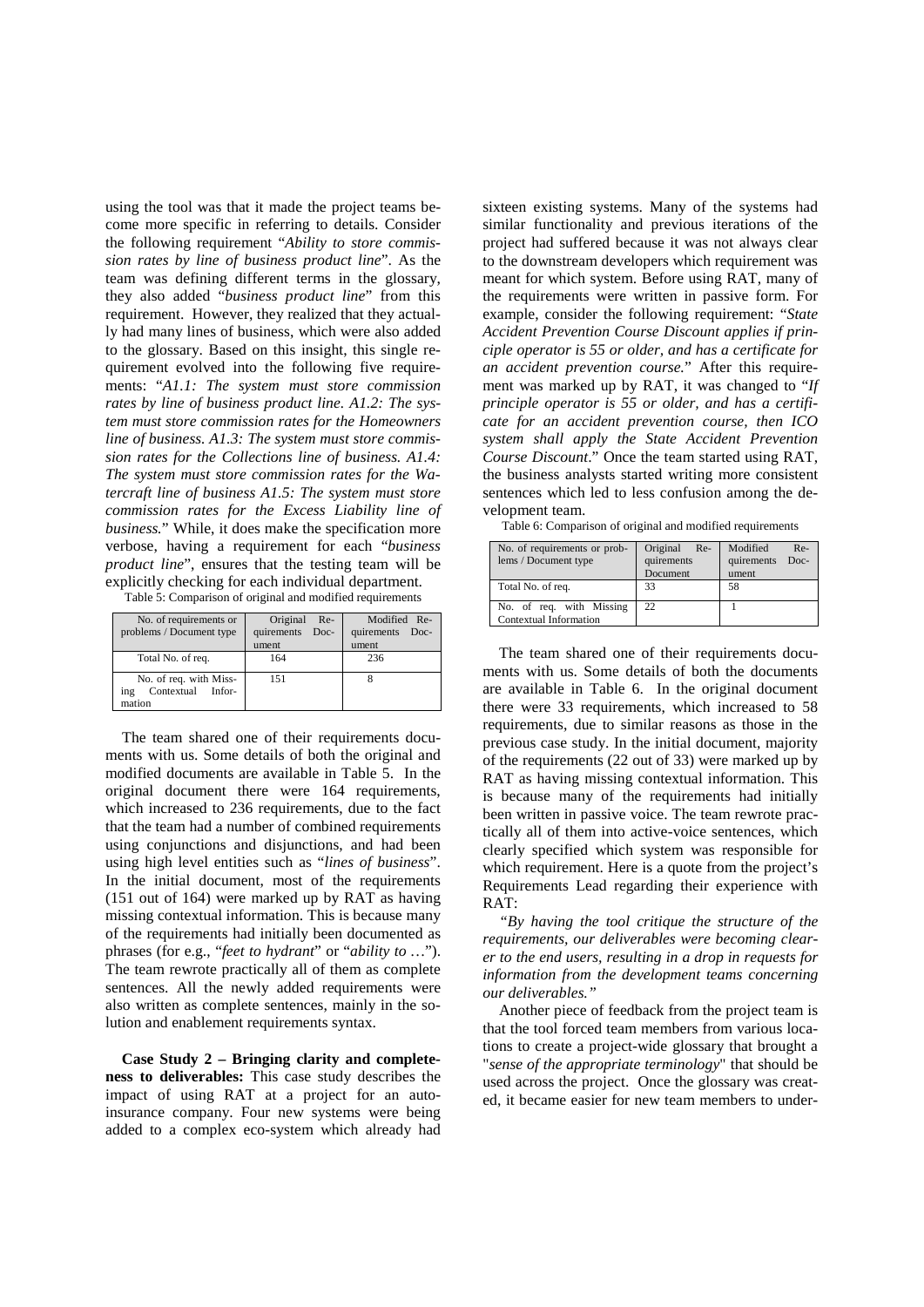using the tool was that it made the project teams become more specific in referring to details. Consider the following requirement "*Ability to store commission rates by line of business product line*". As the team was defining different terms in the glossary, they also added "*business product line*" from this requirement. However, they realized that they actually had many lines of business, which were also added to the glossary. Based on this insight, this single requirement evolved into the following five requirements: "*A1.1: The system must store commission rates by line of business product line. A1.2: The system must store commission rates for the Homeowners line of business. A1.3: The system must store commission rates for the Collections line of business. A1.4: The system must store commission rates for the Watercraft line of business A1.5: The system must store commission rates for the Excess Liability line of business.*" While, it does make the specification more verbose, having a requirement for each "*business product line*", ensures that the testing team will be explicitly checking for each individual department.

Table 5: Comparison of original and modified requirements

| No. of requirements or problems / Document type | Original Requirements Document | Modified Requirements Document |
|---|---|---|
| Total No. of req. | 164 | 236 |
| No. of req. with Missing Contextual Information | 151 | 8 |

The team shared one of their requirements documents with us. Some details of both the original and modified documents are available in Table 5. In the original document there were 164 requirements, which increased to 236 requirements, due to the fact that the team had a number of combined requirements using conjunctions and disjunctions, and had been using high level entities such as "*lines of business*". In the initial document, most of the requirements (151 out of 164) were marked up by RAT as having missing contextual information. This is because many of the requirements had initially been documented as phrases (for e.g., "*feet to hydrant*" or "*ability to* …"). The team rewrote practically all of them as complete sentences. All the newly added requirements were also written as complete sentences, mainly in the solution and enablement requirements syntax.

**Case Study 2 – Bringing clarity and completeness to deliverables:** This case study describes the impact of using RAT at a project for an auto-insurance company. Four new systems were being added to a complex eco-system which already had sixteen existing systems. Many of the systems had similar functionality and previous iterations of the project had suffered because it was not always clear to the downstream developers which requirement was meant for which system. Before using RAT, many of the requirements were written in passive form. For example, consider the following requirement: "*State Accident Prevention Course Discount applies if principle operator is 55 or older, and has a certificate for an accident prevention course.*" After this requirement was marked up by RAT, it was changed to "*If principle operator is 55 or older, and has a certificate for an accident prevention course, then ICO system shall apply the State Accident Prevention Course Discount*." Once the team started using RAT, the business analysts started writing more consistent sentences which led to less confusion among the development team.

Table 6: Comparison of original and modified requirements

| No. of requirements or problems / Document type | Original Requirements Document | Modified Requirements Document |
|---|---|---|
| Total No. of req. | 33 | 58 |
| No. of req. with Missing Contextual Information | 22 | 1 |

The team shared one of their requirements documents with us. Some details of both the documents are available in Table 6. In the original document there were 33 requirements, which increased to 58 requirements, due to similar reasons as those in the previous case study. In the initial document, majority of the requirements (22 out of 33) were marked up by RAT as having missing contextual information. This is because many of the requirements had initially been written in passive voice. The team rewrote practically all of them into active-voice sentences, which clearly specified which system was responsible for which requirement. Here is a quote from the project's Requirements Lead regarding their experience with RAT:

*"By having the tool critique the structure of the requirements, our deliverables were becoming clearer to the end users, resulting in a drop in requests for information from the development teams concerning our deliverables."*

Another piece of feedback from the project team is that the tool forced team members from various locations to create a project-wide glossary that brought a "*sense of the appropriate terminology*" that should be used across the project. Once the glossary was created, it became easier for new team members to under-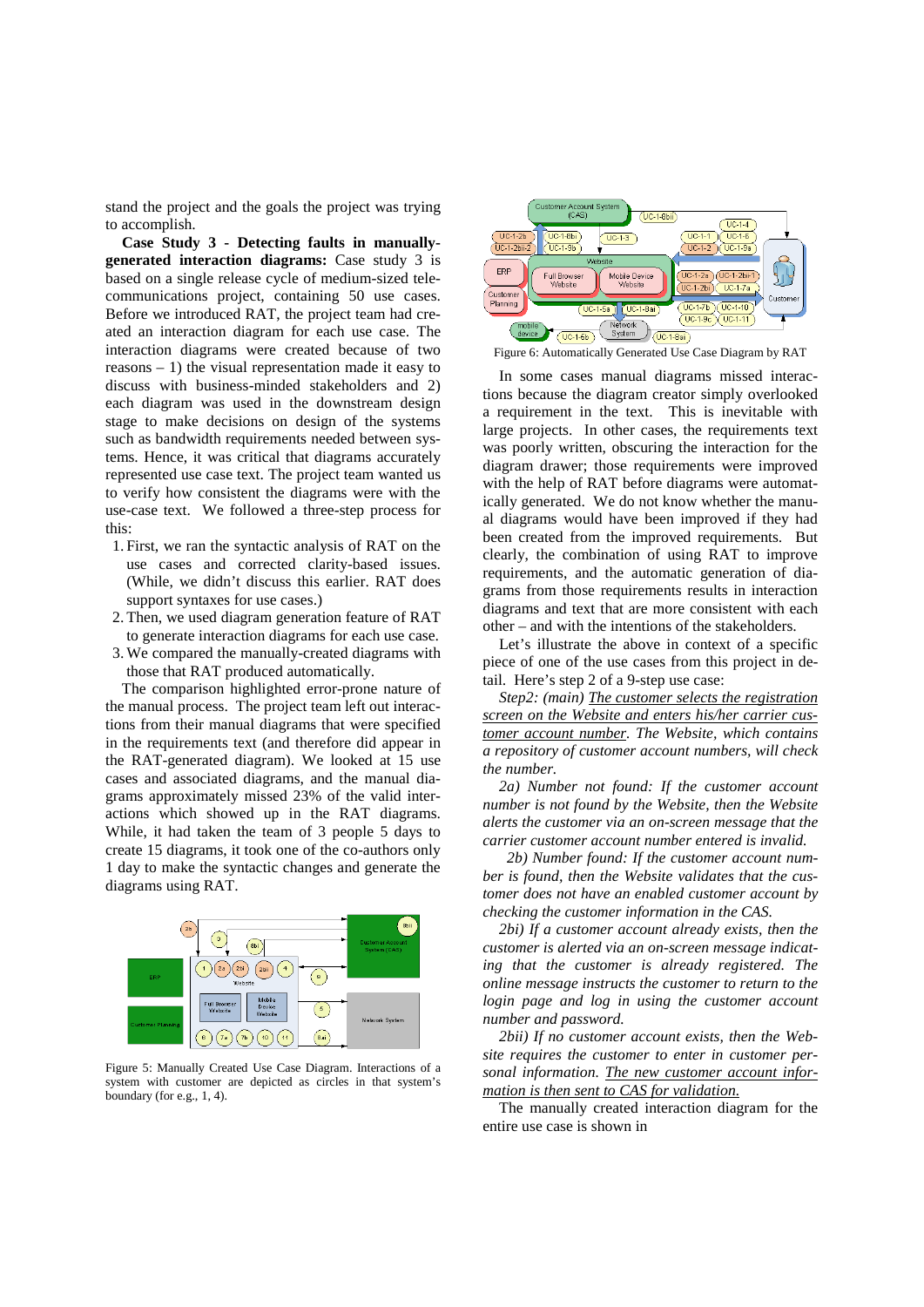stand the project and the goals the project was trying to accomplish.

**Case Study 3 - Detecting faults in manually-generated interaction diagrams:** Case study 3 is based on a single release cycle of medium-sized telecommunications project, containing 50 use cases. Before we introduced RAT, the project team had created an interaction diagram for each use case. The interaction diagrams were created because of two reasons – 1) the visual representation made it easy to discuss with business-minded stakeholders and 2) each diagram was used in the downstream design stage to make decisions on design of the systems such as bandwidth requirements needed between systems. Hence, it was critical that diagrams accurately represented use case text. The project team wanted us to verify how consistent the diagrams were with the use-case text. We followed a three-step process for this:

1. First, we ran the syntactic analysis of RAT on the use cases and corrected clarity-based issues. (While, we didn't discuss this earlier. RAT does support syntaxes for use cases.)
2. Then, we used diagram generation feature of RAT to generate interaction diagrams for each use case.
3. We compared the manually-created diagrams with those that RAT produced automatically.

The comparison highlighted error-prone nature of the manual process. The project team left out interactions from their manual diagrams that were specified in the requirements text (and therefore did appear in the RAT-generated diagram). We looked at 15 use cases and associated diagrams, and the manual diagrams approximately missed 23% of the valid interactions which showed up in the RAT diagrams. While, it had taken the team of 3 people 5 days to create 15 diagrams, it took one of the co-authors only 1 day to make the syntactic changes and generate the diagrams using RAT.

Figure 5: Manually Created Use Case Diagram. Interactions of a system with customer are depicted as circles in that system's boundary (for e.g., 1, 4).

Figure 6: Automatically Generated Use Case Diagram by RAT

In some cases manual diagrams missed interactions because the diagram creator simply overlooked a requirement in the text. This is inevitable with large projects. In other cases, the requirements text was poorly written, obscuring the interaction for the diagram drawer; those requirements were improved with the help of RAT before diagrams were automatically generated. We do not know whether the manual diagrams would have been improved if they had been created from the improved requirements. But clearly, the combination of using RAT to improve requirements, and the automatic generation of diagrams from those requirements results in interaction diagrams and text that are more consistent with each other – and with the intentions of the stakeholders.

Let's illustrate the above in context of a specific piece of one of the use cases from this project in detail. Here's step 2 of a 9-step use case:

*Step2: (main) <u>The customer selects the registration screen on the Website and enters his/her carrier customer account number</u>. The Website, which contains a repository of customer account numbers, will check the number.*

*2a) Number not found: If the customer account number is not found by the Website, then the Website alerts the customer via an on-screen message that the carrier customer account number entered is invalid.*

*2b) Number found: If the customer account number is found, then the Website validates that the customer does not have an enabled customer account by checking the customer information in the CAS.*

*2bi) If a customer account already exists, then the customer is alerted via an on-screen message indicating that the customer is already registered. The online message instructs the customer to return to the login page and log in using the customer account number and password.*

*2bii) If no customer account exists, then the Website requires the customer to enter in customer personal information. <u>The new customer account information is then sent to CAS for validation.</u>*

The manually created interaction diagram for the entire use case is shown in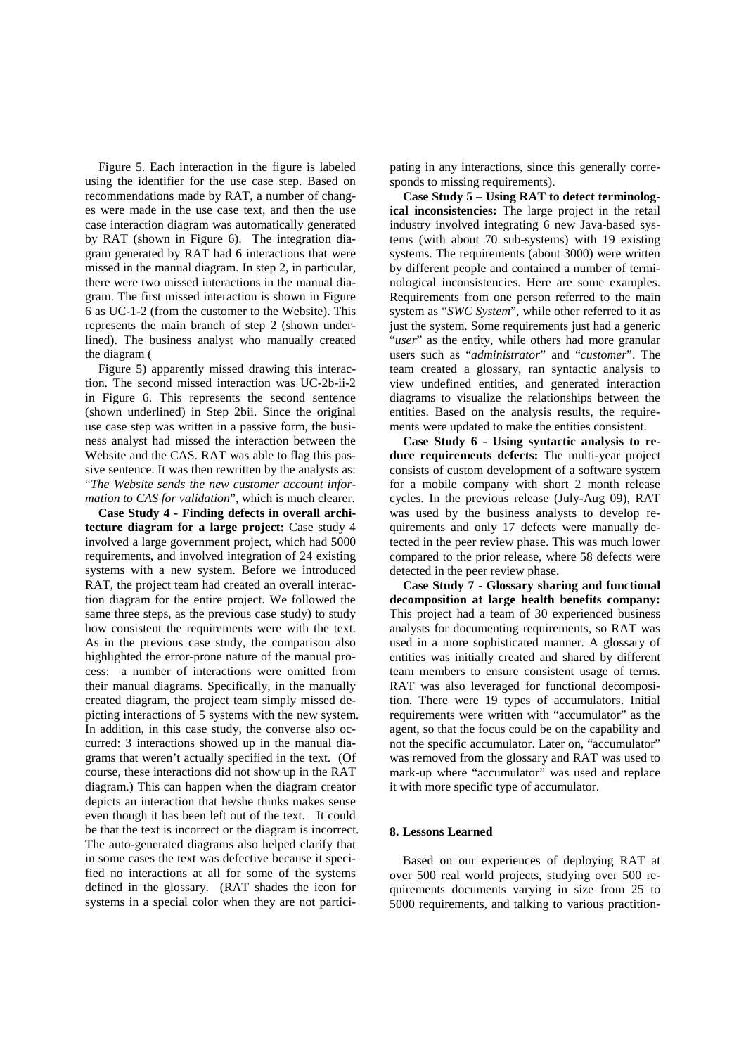Figure 5. Each interaction in the figure is labeled using the identifier for the use case step. Based on recommendations made by RAT, a number of changes were made in the use case text, and then the use case interaction diagram was automatically generated by RAT (shown in Figure 6). The integration diagram generated by RAT had 6 interactions that were missed in the manual diagram. In step 2, in particular, there were two missed interactions in the manual diagram. The first missed interaction is shown in Figure 6 as UC-1-2 (from the customer to the Website). This represents the main branch of step 2 (shown underlined). The business analyst who manually created the diagram (

Figure 5) apparently missed drawing this interaction. The second missed interaction was UC-2b-ii-2 in Figure 6. This represents the second sentence (shown underlined) in Step 2bii. Since the original use case step was written in a passive form, the business analyst had missed the interaction between the Website and the CAS. RAT was able to flag this passive sentence. It was then rewritten by the analysts as: "*The Website sends the new customer account information to CAS for validation*", which is much clearer.

**Case Study 4 - Finding defects in overall architecture diagram for a large project:** Case study 4 involved a large government project, which had 5000 requirements, and involved integration of 24 existing systems with a new system. Before we introduced RAT, the project team had created an overall interaction diagram for the entire project. We followed the same three steps, as the previous case study) to study how consistent the requirements were with the text. As in the previous case study, the comparison also highlighted the error-prone nature of the manual process: a number of interactions were omitted from their manual diagrams. Specifically, in the manually created diagram, the project team simply missed depicting interactions of 5 systems with the new system. In addition, in this case study, the converse also occurred: 3 interactions showed up in the manual diagrams that weren't actually specified in the text. (Of course, these interactions did not show up in the RAT diagram.) This can happen when the diagram creator depicts an interaction that he/she thinks makes sense even though it has been left out of the text. It could be that the text is incorrect or the diagram is incorrect. The auto-generated diagrams also helped clarify that in some cases the text was defective because it specified no interactions at all for some of the systems defined in the glossary. (RAT shades the icon for systems in a special color when they are not participating in any interactions, since this generally corresponds to missing requirements).

**Case Study 5 – Using RAT to detect terminological inconsistencies:** The large project in the retail industry involved integrating 6 new Java-based systems (with about 70 sub-systems) with 19 existing systems. The requirements (about 3000) were written by different people and contained a number of terminological inconsistencies. Here are some examples. Requirements from one person referred to the main system as "*SWC System*", while other referred to it as just the system. Some requirements just had a generic "*user*" as the entity, while others had more granular users such as "*administrator*" and "*customer*". The team created a glossary, ran syntactic analysis to view undefined entities, and generated interaction diagrams to visualize the relationships between the entities. Based on the analysis results, the requirements were updated to make the entities consistent.

**Case Study 6 - Using syntactic analysis to reduce requirements defects:** The multi-year project consists of custom development of a software system for a mobile company with short 2 month release cycles. In the previous release (July-Aug 09), RAT was used by the business analysts to develop requirements and only 17 defects were manually detected in the peer review phase. This was much lower compared to the prior release, where 58 defects were detected in the peer review phase.

**Case Study 7 - Glossary sharing and functional decomposition at large health benefits company:** This project had a team of 30 experienced business analysts for documenting requirements, so RAT was used in a more sophisticated manner. A glossary of entities was initially created and shared by different team members to ensure consistent usage of terms. RAT was also leveraged for functional decomposition. There were 19 types of accumulators. Initial requirements were written with "accumulator" as the agent, so that the focus could be on the capability and not the specific accumulator. Later on, "accumulator" was removed from the glossary and RAT was used to mark-up where "accumulator" was used and replace it with more specific type of accumulator.

## 8. Lessons Learned

Based on our experiences of deploying RAT at over 500 real world projects, studying over 500 requirements documents varying in size from 25 to 5000 requirements, and talking to various practition-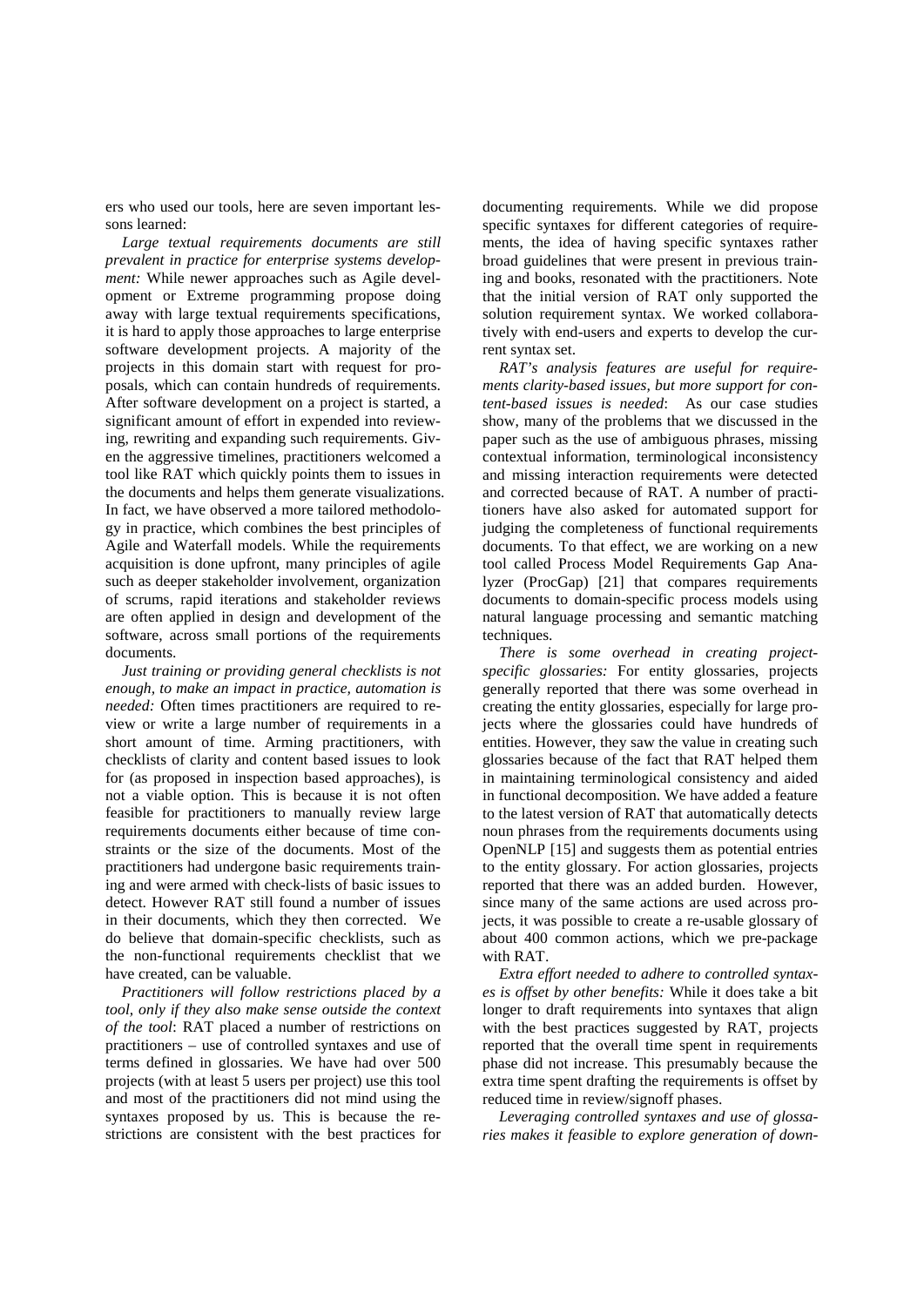ers who used our tools, here are seven important lessons learned:

*Large textual requirements documents are still prevalent in practice for enterprise systems development:* While newer approaches such as Agile development or Extreme programming propose doing away with large textual requirements specifications, it is hard to apply those approaches to large enterprise software development projects. A majority of the projects in this domain start with request for proposals, which can contain hundreds of requirements. After software development on a project is started, a significant amount of effort in expended into reviewing, rewriting and expanding such requirements. Given the aggressive timelines, practitioners welcomed a tool like RAT which quickly points them to issues in the documents and helps them generate visualizations. In fact, we have observed a more tailored methodology in practice, which combines the best principles of Agile and Waterfall models. While the requirements acquisition is done upfront, many principles of agile such as deeper stakeholder involvement, organization of scrums, rapid iterations and stakeholder reviews are often applied in design and development of the software, across small portions of the requirements documents.

*Just training or providing general checklists is not enough, to make an impact in practice, automation is needed:* Often times practitioners are required to review or write a large number of requirements in a short amount of time. Arming practitioners, with checklists of clarity and content based issues to look for (as proposed in inspection based approaches), is not a viable option. This is because it is not often feasible for practitioners to manually review large requirements documents either because of time constraints or the size of the documents. Most of the practitioners had undergone basic requirements training and were armed with check-lists of basic issues to detect. However RAT still found a number of issues in their documents, which they then corrected. We do believe that domain-specific checklists, such as the non-functional requirements checklist that we have created, can be valuable.

*Practitioners will follow restrictions placed by a tool, only if they also make sense outside the context of the tool*: RAT placed a number of restrictions on practitioners – use of controlled syntaxes and use of terms defined in glossaries. We have had over 500 projects (with at least 5 users per project) use this tool and most of the practitioners did not mind using the syntaxes proposed by us. This is because the restrictions are consistent with the best practices for documenting requirements. While we did propose specific syntaxes for different categories of requirements, the idea of having specific syntaxes rather broad guidelines that were present in previous training and books, resonated with the practitioners. Note that the initial version of RAT only supported the solution requirement syntax. We worked collaboratively with end-users and experts to develop the current syntax set.

*RAT's analysis features are useful for requirements clarity-based issues, but more support for content-based issues is needed*: As our case studies show, many of the problems that we discussed in the paper such as the use of ambiguous phrases, missing contextual information, terminological inconsistency and missing interaction requirements were detected and corrected because of RAT. A number of practitioners have also asked for automated support for judging the completeness of functional requirements documents. To that effect, we are working on a new tool called Process Model Requirements Gap Analyzer (ProcGap) [21] that compares requirements documents to domain-specific process models using natural language processing and semantic matching techniques.

*There is some overhead in creating project-specific glossaries:* For entity glossaries, projects generally reported that there was some overhead in creating the entity glossaries, especially for large projects where the glossaries could have hundreds of entities. However, they saw the value in creating such glossaries because of the fact that RAT helped them in maintaining terminological consistency and aided in functional decomposition. We have added a feature to the latest version of RAT that automatically detects noun phrases from the requirements documents using OpenNLP [15] and suggests them as potential entries to the entity glossary. For action glossaries, projects reported that there was an added burden. However, since many of the same actions are used across projects, it was possible to create a re-usable glossary of about 400 common actions, which we pre-package with RAT.

*Extra effort needed to adhere to controlled syntaxes is offset by other benefits:* While it does take a bit longer to draft requirements into syntaxes that align with the best practices suggested by RAT, projects reported that the overall time spent in requirements phase did not increase. This presumably because the extra time spent drafting the requirements is offset by reduced time in review/signoff phases.

*Leveraging controlled syntaxes and use of glossaries makes it feasible to explore generation of down-*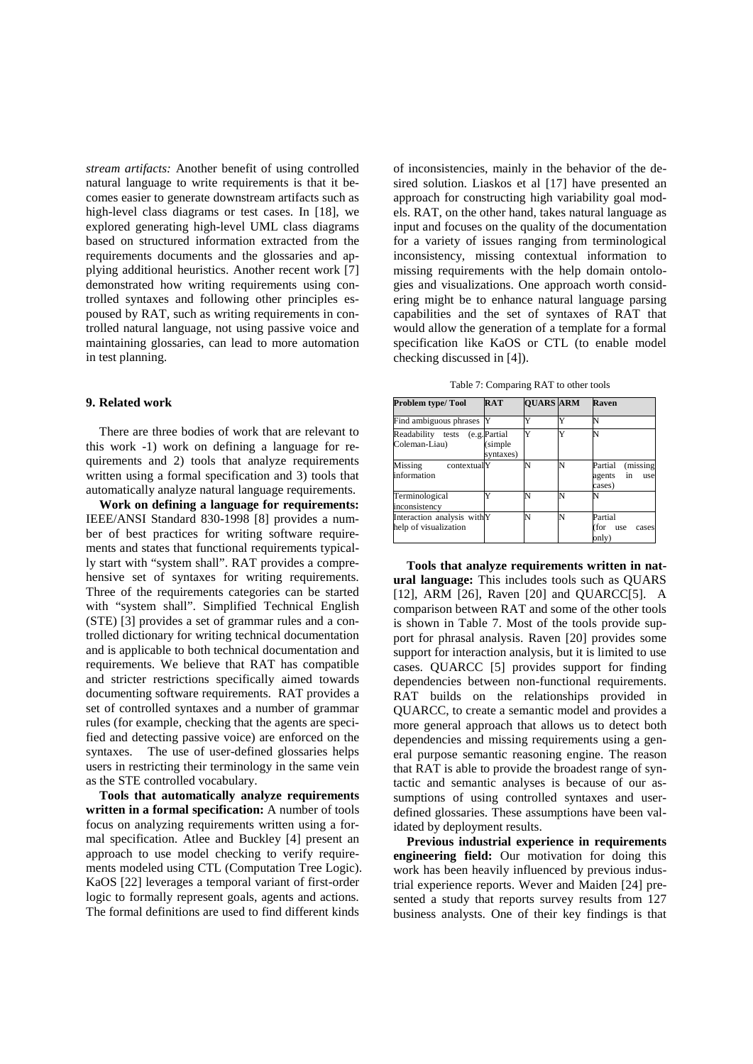*stream artifacts:* Another benefit of using controlled natural language to write requirements is that it becomes easier to generate downstream artifacts such as high-level class diagrams or test cases. In [18], we explored generating high-level UML class diagrams based on structured information extracted from the requirements documents and the glossaries and applying additional heuristics. Another recent work [7] demonstrated how writing requirements using controlled syntaxes and following other principles espoused by RAT, such as writing requirements in controlled natural language, not using passive voice and maintaining glossaries, can lead to more automation in test planning.

### 9. Related work

There are three bodies of work that are relevant to this work -1) work on defining a language for requirements and 2) tools that analyze requirements written using a formal specification and 3) tools that automatically analyze natural language requirements.

**Work on defining a language for requirements:** IEEE/ANSI Standard 830-1998 [8] provides a number of best practices for writing software requirements and states that functional requirements typically start with "system shall". RAT provides a comprehensive set of syntaxes for writing requirements. Three of the requirements categories can be started with "system shall". Simplified Technical English (STE) [3] provides a set of grammar rules and a controlled dictionary for writing technical documentation and is applicable to both technical documentation and requirements. We believe that RAT has compatible and stricter restrictions specifically aimed towards documenting software requirements. RAT provides a set of controlled syntaxes and a number of grammar rules (for example, checking that the agents are specified and detecting passive voice) are enforced on the syntaxes. The use of user-defined glossaries helps users in restricting their terminology in the same vein as the STE controlled vocabulary.

**Tools that automatically analyze requirements written in a formal specification:** A number of tools focus on analyzing requirements written using a formal specification. Atlee and Buckley [4] present an approach to use model checking to verify requirements modeled using CTL (Computation Tree Logic). KaOS [22] leverages a temporal variant of first-order logic to formally represent goals, agents and actions. The formal definitions are used to find different kinds of inconsistencies, mainly in the behavior of the desired solution. Liaskos et al [17] have presented an approach for constructing high variability goal models. RAT, on the other hand, takes natural language as input and focuses on the quality of the documentation for a variety of issues ranging from terminological inconsistency, missing contextual information to missing requirements with the help domain ontologies and visualizations. One approach worth considering might be to enhance natural language parsing capabilities and the set of syntaxes of RAT that would allow the generation of a template for a formal specification like KaOS or CTL (to enable model checking discussed in [4]).

Table 7: Comparing RAT to other tools

| Problem type/ Tool | RAT | QUARS | ARM | Raven |
|---|---|---|---|---|
| Find ambiguous phrases | Y | Y | Y | N |
| Readability tests (e.g. Coleman-Liau) | Partial (simple syntaxes) | Y | Y | N |
| Missing contextual information | Y | N | N | Partial (missing agents in use cases) |
| Terminological inconsistency | Y | N | N | N |
| Interaction analysis with help of visualization | Y | N | N | Partial (for use cases only) |

**Tools that analyze requirements written in natural language:** This includes tools such as QUARS [12], ARM [26], Raven [20] and QUARCC[5]. A comparison between RAT and some of the other tools is shown in Table 7. Most of the tools provide support for phrasal analysis. Raven [20] provides some support for interaction analysis, but it is limited to use cases. QUARCC [5] provides support for finding dependencies between non-functional requirements. RAT builds on the relationships provided in QUARCC, to create a semantic model and provides a more general approach that allows us to detect both dependencies and missing requirements using a general purpose semantic reasoning engine. The reason that RAT is able to provide the broadest range of syntactic and semantic analyses is because of our assumptions of using controlled syntaxes and user-defined glossaries. These assumptions have been validated by deployment results.

**Previous industrial experience in requirements engineering field:** Our motivation for doing this work has been heavily influenced by previous industrial experience reports. Wever and Maiden [24] presented a study that reports survey results from 127 business analysts. One of their key findings is that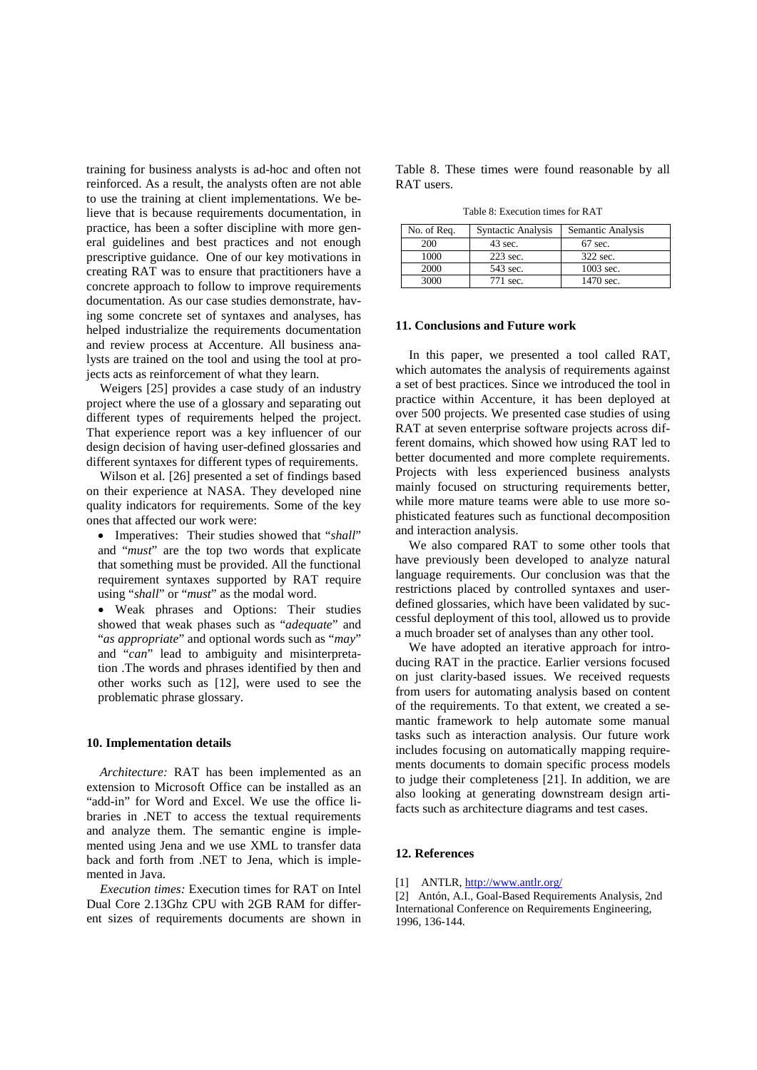training for business analysts is ad-hoc and often not reinforced. As a result, the analysts often are not able to use the training at client implementations. We believe that is because requirements documentation, in practice, has been a softer discipline with more general guidelines and best practices and not enough prescriptive guidance. One of our key motivations in creating RAT was to ensure that practitioners have a concrete approach to follow to improve requirements documentation. As our case studies demonstrate, having some concrete set of syntaxes and analyses, has helped industrialize the requirements documentation and review process at Accenture. All business analysts are trained on the tool and using the tool at projects acts as reinforcement of what they learn.

Weigers [25] provides a case study of an industry project where the use of a glossary and separating out different types of requirements helped the project. That experience report was a key influencer of our design decision of having user-defined glossaries and different syntaxes for different types of requirements.

Wilson et al. [26] presented a set of findings based on their experience at NASA. They developed nine quality indicators for requirements. Some of the key ones that affected our work were:

- Imperatives: Their studies showed that "*shall*" and "*must*" are the top two words that explicate that something must be provided. All the functional requirement syntaxes supported by RAT require using "*shall*" or "*must*" as the modal word.
- Weak phrases and Options: Their studies showed that weak phases such as "*adequate*" and "*as appropriate*" and optional words such as "*may*" and "*can*" lead to ambiguity and misinterpretation .The words and phrases identified by then and other works such as [12], were used to see the problematic phrase glossary.

### 10. Implementation details

*Architecture:* RAT has been implemented as an extension to Microsoft Office can be installed as an "add-in" for Word and Excel. We use the office libraries in .NET to access the textual requirements and analyze them. The semantic engine is implemented using Jena and we use XML to transfer data back and forth from .NET to Jena, which is implemented in Java.

*Execution times:* Execution times for RAT on Intel Dual Core 2.13Ghz CPU with 2GB RAM for different sizes of requirements documents are shown in Table 8. These times were found reasonable by all RAT users.

Table 8: Execution times for RAT

| No. of Req. | Syntactic Analysis | Semantic Analysis |
|---|---|---|
| 200 | 43 sec. | 67 sec. |
| 1000 | 223 sec. | 322 sec. |
| 2000 | 543 sec. | 1003 sec. |
| 3000 | 771 sec. | 1470 sec. |

### 11. Conclusions and Future work

In this paper, we presented a tool called RAT, which automates the analysis of requirements against a set of best practices. Since we introduced the tool in practice within Accenture, it has been deployed at over 500 projects. We presented case studies of using RAT at seven enterprise software projects across different domains, which showed how using RAT led to better documented and more complete requirements. Projects with less experienced business analysts mainly focused on structuring requirements better, while more mature teams were able to use more sophisticated features such as functional decomposition and interaction analysis.

We also compared RAT to some other tools that have previously been developed to analyze natural language requirements. Our conclusion was that the restrictions placed by controlled syntaxes and user-defined glossaries, which have been validated by successful deployment of this tool, allowed us to provide a much broader set of analyses than any other tool.

We have adopted an iterative approach for introducing RAT in the practice. Earlier versions focused on just clarity-based issues. We received requests from users for automating analysis based on content of the requirements. To that extent, we created a semantic framework to help automate some manual tasks such as interaction analysis. Our future work includes focusing on automatically mapping requirements documents to domain specific process models to judge their completeness [21]. In addition, we are also looking at generating downstream design artifacts such as architecture diagrams and test cases.

### 12. References

[1] ANTLR, http://www.antlr.org/

[2] Antón, A.I., Goal-Based Requirements Analysis, 2nd International Conference on Requirements Engineering, 1996, 136-144.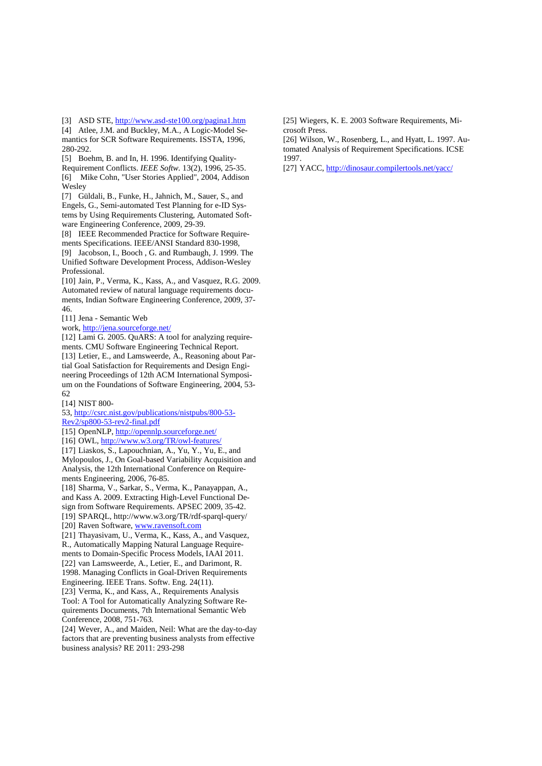[3] ASD STE, http://www.asd-ste100.org/pagina1.htm

[4] Atlee, J.M. and Buckley, M.A., A Logic-Model Semantics for SCR Software Requirements. ISSTA, 1996, 280-292.

[5] Boehm, B. and In, H. 1996. Identifying Quality-Requirement Conflicts. *IEEE Softw.* 13(2), 1996, 25-35.

[6] Mike Cohn, "User Stories Applied", 2004, Addison Wesley

[7] Güldali, B., Funke, H., Jahnich, M., Sauer, S., and Engels, G., Semi-automated Test Planning for e-ID Systems by Using Requirements Clustering, Automated Software Engineering Conference, 2009, 29-39.

[8] IEEE Recommended Practice for Software Requirements Specifications. IEEE/ANSI Standard 830-1998,

[9] Jacobson, I., Booch , G. and Rumbaugh, J. 1999. The Unified Software Development Process, Addison-Wesley Professional.

[10] Jain, P., Verma, K., Kass, A., and Vasquez, R.G. 2009. Automated review of natural language requirements documents, Indian Software Engineering Conference, 2009, 37-46.

[11] Jena - Semantic Web work, http://jena.sourceforge.net/

[12] Lami G. 2005. QuARS: A tool for analyzing requirements. CMU Software Engineering Technical Report.

[13] Letier, E., and Lamsweerde, A., Reasoning about Partial Goal Satisfaction for Requirements and Design Engineering Proceedings of 12th ACM International Symposium on the Foundations of Software Engineering, 2004, 53-62

[14] NIST 800-53, http://csrc.nist.gov/publications/nistpubs/800-53-Rev2/sp800-53-rev2-final.pdf

[15] OpenNLP, http://opennlp.sourceforge.net/

[16] OWL, http://www.w3.org/TR/owl-features/

[17] Liaskos, S., Lapouchnian, A., Yu, Y., Yu, E., and Mylopoulos, J., On Goal-based Variability Acquisition and Analysis, the 12th International Conference on Requirements Engineering, 2006, 76-85.

[18] Sharma, V., Sarkar, S., Verma, K., Panayappan, A., and Kass A. 2009. Extracting High-Level Functional Design from Software Requirements. APSEC 2009, 35-42.

[19] SPARQL, http://www.w3.org/TR/rdf-sparql-query/

[20] Raven Software, www.ravensoft.com

[21] Thayasivam, U., Verma, K., Kass, A., and Vasquez, R., Automatically Mapping Natural Language Requirements to Domain-Specific Process Models, IAAI 2011.

[22] van Lamsweerde, A., Letier, E., and Darimont, R. 1998. Managing Conflicts in Goal-Driven Requirements Engineering. IEEE Trans. Softw. Eng. 24(11).

[23] Verma, K., and Kass, A., Requirements Analysis Tool: A Tool for Automatically Analyzing Software Requirements Documents, 7th International Semantic Web Conference, 2008, 751-763.

[24] Wever, A., and Maiden, Neil: What are the day-to-day factors that are preventing business analysts from effective business analysis? RE 2011: 293-298

[25] Wiegers, K. E. 2003 Software Requirements, Microsoft Press.

[26] Wilson, W., Rosenberg, L., and Hyatt, L. 1997. Automated Analysis of Requirement Specifications. ICSE 1997.

[27] YACC, http://dinosaur.compilertools.net/yacc/